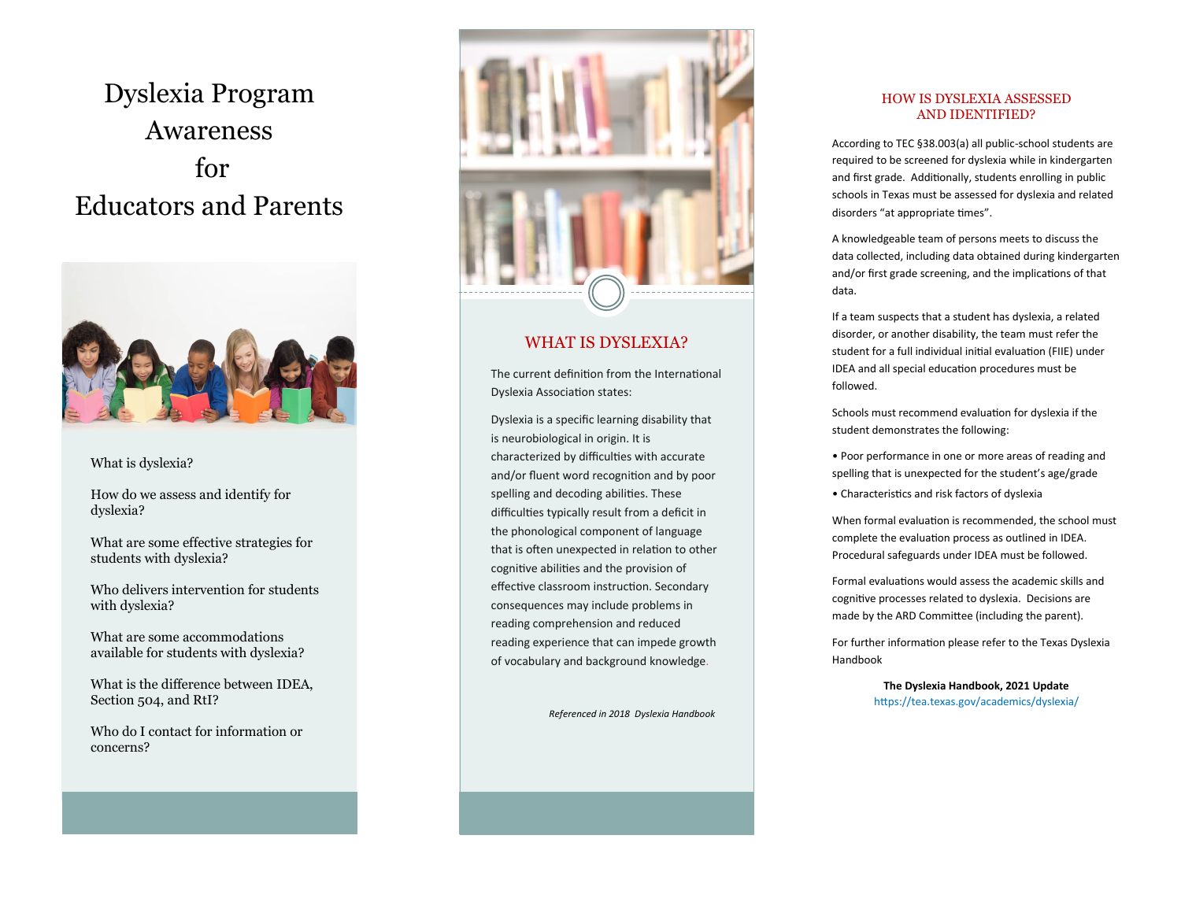# Dyslexia Program Awareness for Educators and Parents

What is dyslexia?

How do we assess and identify for dyslexia?

What are some effective strategies for students with dyslexia?

Who delivers intervention for students with dyslexia?

What are some accommodations available for students with dyslexia?

What is the difference between IDEA, Section 504, and RtI?

Who do I contact for information or concerns?

## WHAT IS DYSLEXIA?

The current definition from the International Dyslexia Association states:

Dyslexia is a specific learning disability that is neurobiological in origin. It is characterized by difficulties with accurate and/or fluent word recognition and by poor spelling and decoding abilities. These difficulties typically result from a deficit in the phonological component of language that is often unexpected in relation to other cognitive abilities and the provision of effective classroom instruction. Secondary consequences may include problems in reading comprehension and reduced reading experience that can impede growth of vocabulary and background knowledge.

*Referenced in 2018 Dyslexia Handbook*

## HOW IS DYSLEXIA ASSESSED AND IDENTIFIED?

According to TEC §38.003(a) all public-school students are required to be screened for dyslexia while in kindergarten and first grade. Additionally, students enrolling in public schools in Texas must be assessed for dyslexia and related disorders "at appropriate times".

A knowledgeable team of persons meets to discuss the data collected, including data obtained during kindergarten and/or first grade screening, and the implications of that data.

If a team suspects that a student has dyslexia, a related disorder, or another disability, the team must refer the student for a full individual initial evaluation (FIIE) under IDEA and all special education procedures must be followed.

Schools must recommend evaluation for dyslexia if the student demonstrates the following:

- Poor performance in one or more areas of reading and spelling that is unexpected for the student's age/grade
- Characteristics and risk factors of dyslexia

When formal evaluation is recommended, the school must complete the evaluation process as outlined in IDEA. Procedural safeguards under IDEA must be followed.

Formal evaluations would assess the academic skills and cognitive processes related to dyslexia. Decisions are made by the ARD Committee (including the parent).

For further information please refer to the Texas Dyslexia Handbook

**The Dyslexia Handbook, 2021 Update**
https://tea.texas.gov/academics/dyslexia/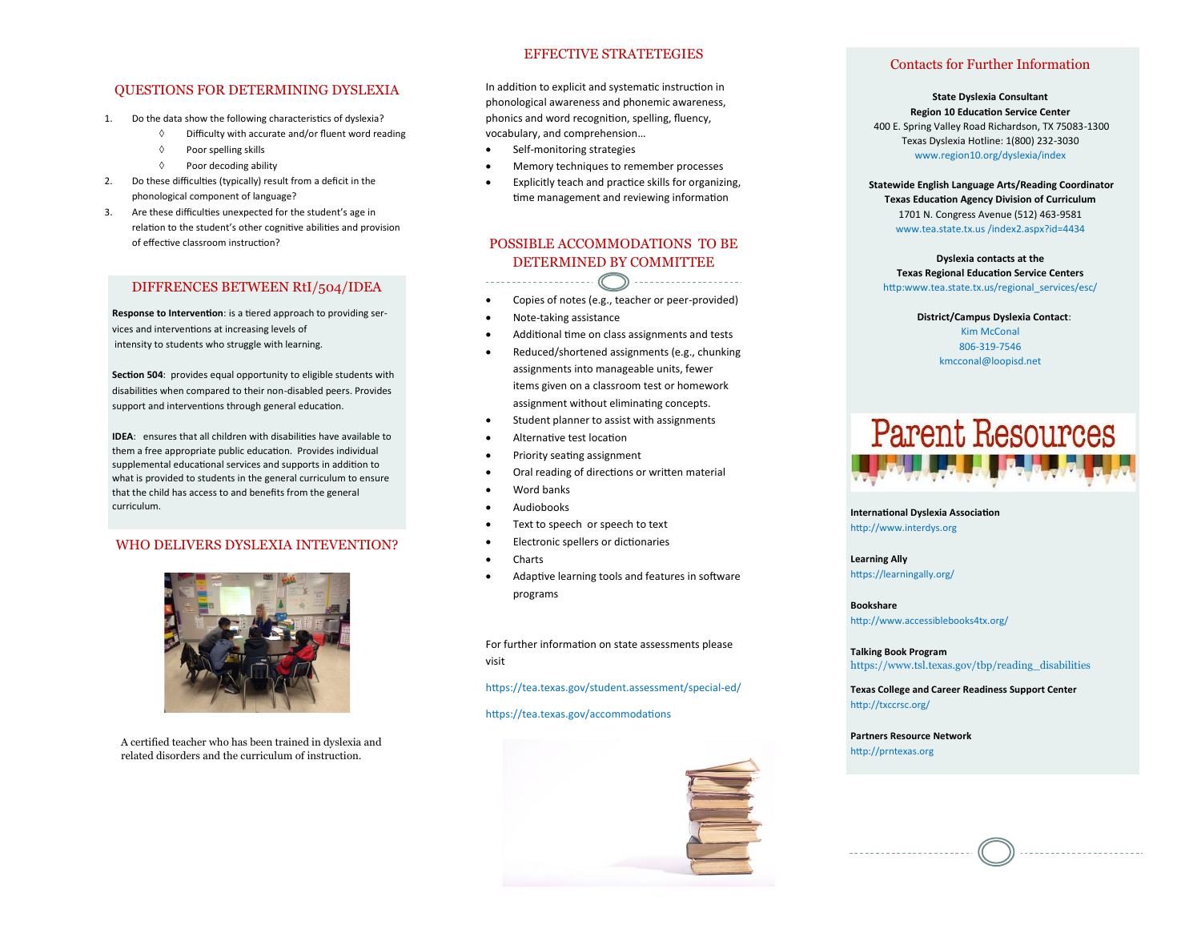## QUESTIONS FOR DETERMINING DYSLEXIA

1. Do the data show the following characteristics of dyslexia?
   - Difficulty with accurate and/or fluent word reading
   - Poor spelling skills
   - Poor decoding ability
2. Do these difficulties (typically) result from a deficit in the phonological component of language?
3. Are these difficulties unexpected for the student's age in relation to the student's other cognitive abilities and provision of effective classroom instruction?

## DIFFRENCES BETWEEN RtI/504/IDEA

**Response to Intervention**: is a tiered approach to providing services and interventions at increasing levels of intensity to students who struggle with learning.

**Section 504**: provides equal opportunity to eligible students with disabilities when compared to their non-disabled peers. Provides support and interventions through general education.

**IDEA**: ensures that all children with disabilities have available to them a free appropriate public education. Provides individual supplemental educational services and supports in addition to what is provided to students in the general curriculum to ensure that the child has access to and benefits from the general curriculum.

## WHO DELIVERS DYSLEXIA INTEVENTION?

A certified teacher who has been trained in dyslexia and related disorders and the curriculum of instruction.

## EFFECTIVE STRATEGIES

In addition to explicit and systematic instruction in phonological awareness and phonemic awareness, phonics and word recognition, spelling, fluency, vocabulary, and comprehension…

- Self-monitoring strategies
- Memory techniques to remember processes
- Explicitly teach and practice skills for organizing, time management and reviewing information

## POSSIBLE ACCOMMODATIONS TO BE DETERMINED BY COMMITTEE

- Copies of notes (e.g., teacher or peer-provided)
- Note-taking assistance
- Additional time on class assignments and tests
- Reduced/shortened assignments (e.g., chunking assignments into manageable units, fewer items given on a classroom test or homework assignment without eliminating concepts.
- Student planner to assist with assignments
- Alternative test location
- Priority seating assignment
- Oral reading of directions or written material
- Word banks
- Audiobooks
- Text to speech or speech to text
- Electronic spellers or dictionaries
- Charts
- Adaptive learning tools and features in software programs

For further information on state assessments please visit

https://tea.texas.gov/student.assessment/special-ed/

https://tea.texas.gov/accommodations

## Contacts for Further Information

**State Dyslexia Consultant**
**Region 10 Education Service Center**
400 E. Spring Valley Road Richardson, TX 75083-1300
Texas Dyslexia Hotline: 1(800) 232-3030
www.region10.org/dyslexia/index

**Statewide English Language Arts/Reading Coordinator**
**Texas Education Agency Division of Curriculum**
1701 N. Congress Avenue (512) 463-9581
www.tea.state.tx.us /index2.aspx?id=4434

**Dyslexia contacts at the**
**Texas Regional Education Service Centers**
http:www.tea.state.tx.us/regional_services/esc/

**District/Campus Dyslexia Contact**:
Kim McConal
806-319-7546
kmcconal@loopisd.net

## Parent Resources

**International Dyslexia Association**
http://www.interdys.org

**Learning Ally**
https://learningally.org/

**Bookshare**
http://www.accessiblebooks4tx.org/

**Talking Book Program**
https://www.tsl.texas.gov/tbp/reading_disabilities

**Texas College and Career Readiness Support Center**
http://txccrsc.org/

**Partners Resource Network**
http://prntexas.org